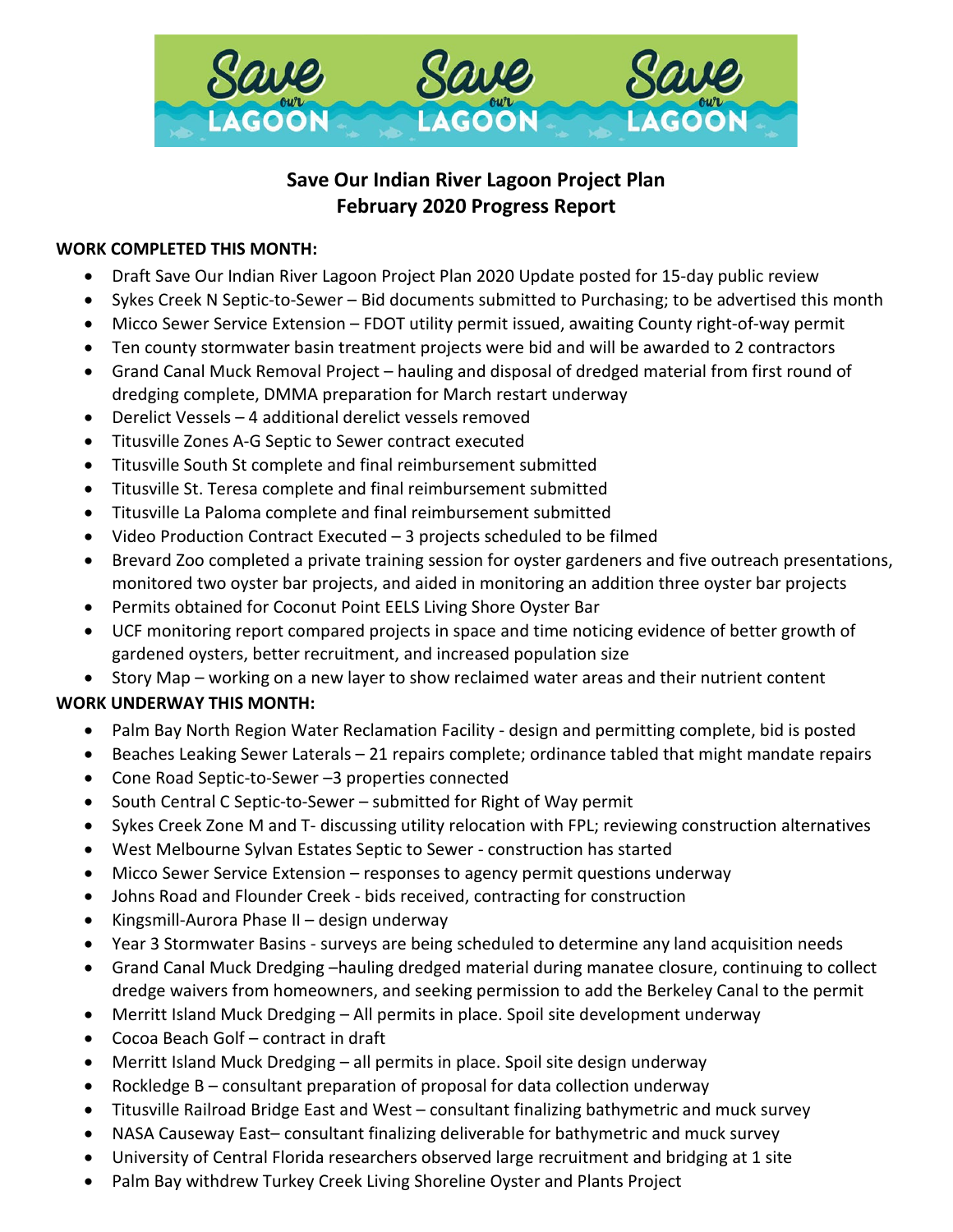# Save Our Indian River Lagoon Project Plan
# February 2020 Progress Report

**WORK COMPLETED THIS MONTH:**

- Draft Save Our Indian River Lagoon Project Plan 2020 Update posted for 15-day public review
- Sykes Creek N Septic-to-Sewer – Bid documents submitted to Purchasing; to be advertised this month
- Micco Sewer Service Extension – FDOT utility permit issued, awaiting County right-of-way permit
- Ten county stormwater basin treatment projects were bid and will be awarded to 2 contractors
- Grand Canal Muck Removal Project – hauling and disposal of dredged material from first round of dredging complete, DMMA preparation for March restart underway
- Derelict Vessels – 4 additional derelict vessels removed
- Titusville Zones A-G Septic to Sewer contract executed
- Titusville South St complete and final reimbursement submitted
- Titusville St. Teresa complete and final reimbursement submitted
- Titusville La Paloma complete and final reimbursement submitted
- Video Production Contract Executed – 3 projects scheduled to be filmed
- Brevard Zoo completed a private training session for oyster gardeners and five outreach presentations, monitored two oyster bar projects, and aided in monitoring an addition three oyster bar projects
- Permits obtained for Coconut Point EELS Living Shore Oyster Bar
- UCF monitoring report compared projects in space and time noticing evidence of better growth of gardened oysters, better recruitment, and increased population size
- Story Map – working on a new layer to show reclaimed water areas and their nutrient content

**WORK UNDERWAY THIS MONTH:**

- Palm Bay North Region Water Reclamation Facility - design and permitting complete, bid is posted
- Beaches Leaking Sewer Laterals – 21 repairs complete; ordinance tabled that might mandate repairs
- Cone Road Septic-to-Sewer –3 properties connected
- South Central C Septic-to-Sewer – submitted for Right of Way permit
- Sykes Creek Zone M and T- discussing utility relocation with FPL; reviewing construction alternatives
- West Melbourne Sylvan Estates Septic to Sewer - construction has started
- Micco Sewer Service Extension – responses to agency permit questions underway
- Johns Road and Flounder Creek - bids received, contracting for construction
- Kingsmill-Aurora Phase II – design underway
- Year 3 Stormwater Basins - surveys are being scheduled to determine any land acquisition needs
- Grand Canal Muck Dredging –hauling dredged material during manatee closure, continuing to collect dredge waivers from homeowners, and seeking permission to add the Berkeley Canal to the permit
- Merritt Island Muck Dredging – All permits in place. Spoil site development underway
- Cocoa Beach Golf – contract in draft
- Merritt Island Muck Dredging – all permits in place. Spoil site design underway
- Rockledge B – consultant preparation of proposal for data collection underway
- Titusville Railroad Bridge East and West – consultant finalizing bathymetric and muck survey
- NASA Causeway East– consultant finalizing deliverable for bathymetric and muck survey
- University of Central Florida researchers observed large recruitment and bridging at 1 site
- Palm Bay withdrew Turkey Creek Living Shoreline Oyster and Plants Project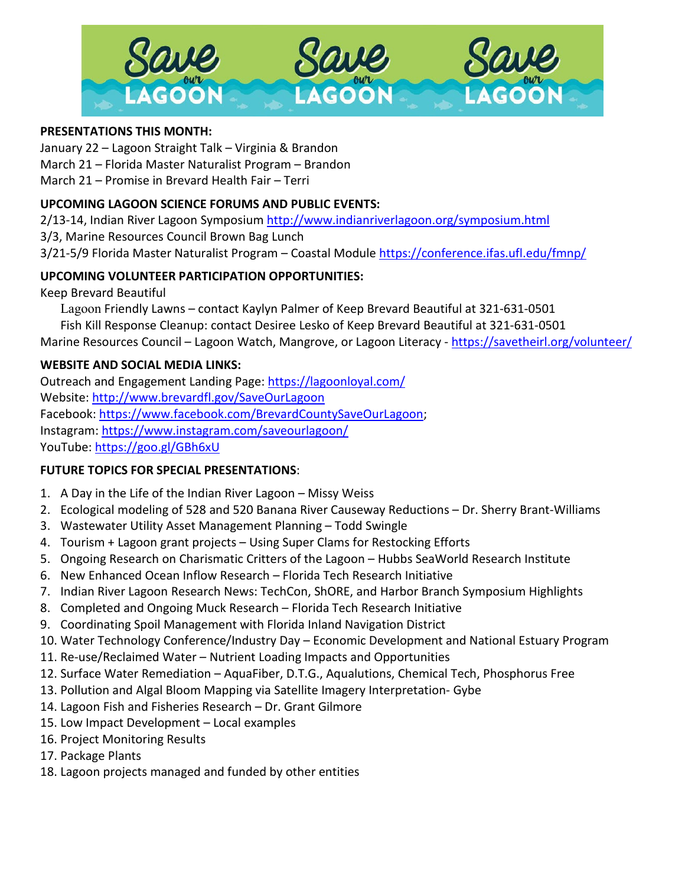**PRESENTATIONS THIS MONTH:**

January 22 – Lagoon Straight Talk – Virginia & Brandon
March 21 – Florida Master Naturalist Program – Brandon
March 21 – Promise in Brevard Health Fair – Terri

**UPCOMING LAGOON SCIENCE FORUMS AND PUBLIC EVENTS:**

2/13-14, Indian River Lagoon Symposium http://www.indianriverlagoon.org/symposium.html
3/3, Marine Resources Council Brown Bag Lunch
3/21-5/9 Florida Master Naturalist Program – Coastal Module https://conference.ifas.ufl.edu/fmnp/

**UPCOMING VOLUNTEER PARTICIPATION OPPORTUNITIES:**

Keep Brevard Beautiful

- Lagoon Friendly Lawns – contact Kaylyn Palmer of Keep Brevard Beautiful at 321-631-0501
- Fish Kill Response Cleanup: contact Desiree Lesko of Keep Brevard Beautiful at 321-631-0501

Marine Resources Council – Lagoon Watch, Mangrove, or Lagoon Literacy - https://savetheirl.org/volunteer/

**WEBSITE AND SOCIAL MEDIA LINKS:**

Outreach and Engagement Landing Page: https://lagoonloyal.com/
Website: http://www.brevardfl.gov/SaveOurLagoon
Facebook: https://www.facebook.com/BrevardCountySaveOurLagoon;
Instagram: https://www.instagram.com/saveourlagoon/
YouTube: https://goo.gl/GBh6xU

**FUTURE TOPICS FOR SPECIAL PRESENTATIONS**:

1. A Day in the Life of the Indian River Lagoon – Missy Weiss
2. Ecological modeling of 528 and 520 Banana River Causeway Reductions – Dr. Sherry Brant-Williams
3. Wastewater Utility Asset Management Planning – Todd Swingle
4. Tourism + Lagoon grant projects – Using Super Clams for Restocking Efforts
5. Ongoing Research on Charismatic Critters of the Lagoon – Hubbs SeaWorld Research Institute
6. New Enhanced Ocean Inflow Research – Florida Tech Research Initiative
7. Indian River Lagoon Research News: TechCon, ShORE, and Harbor Branch Symposium Highlights
8. Completed and Ongoing Muck Research – Florida Tech Research Initiative
9. Coordinating Spoil Management with Florida Inland Navigation District
10. Water Technology Conference/Industry Day – Economic Development and National Estuary Program
11. Re-use/Reclaimed Water – Nutrient Loading Impacts and Opportunities
12. Surface Water Remediation – AquaFiber, D.T.G., Aqualutions, Chemical Tech, Phosphorus Free
13. Pollution and Algal Bloom Mapping via Satellite Imagery Interpretation- Gybe
14. Lagoon Fish and Fisheries Research – Dr. Grant Gilmore
15. Low Impact Development – Local examples
16. Project Monitoring Results
17. Package Plants
18. Lagoon projects managed and funded by other entities